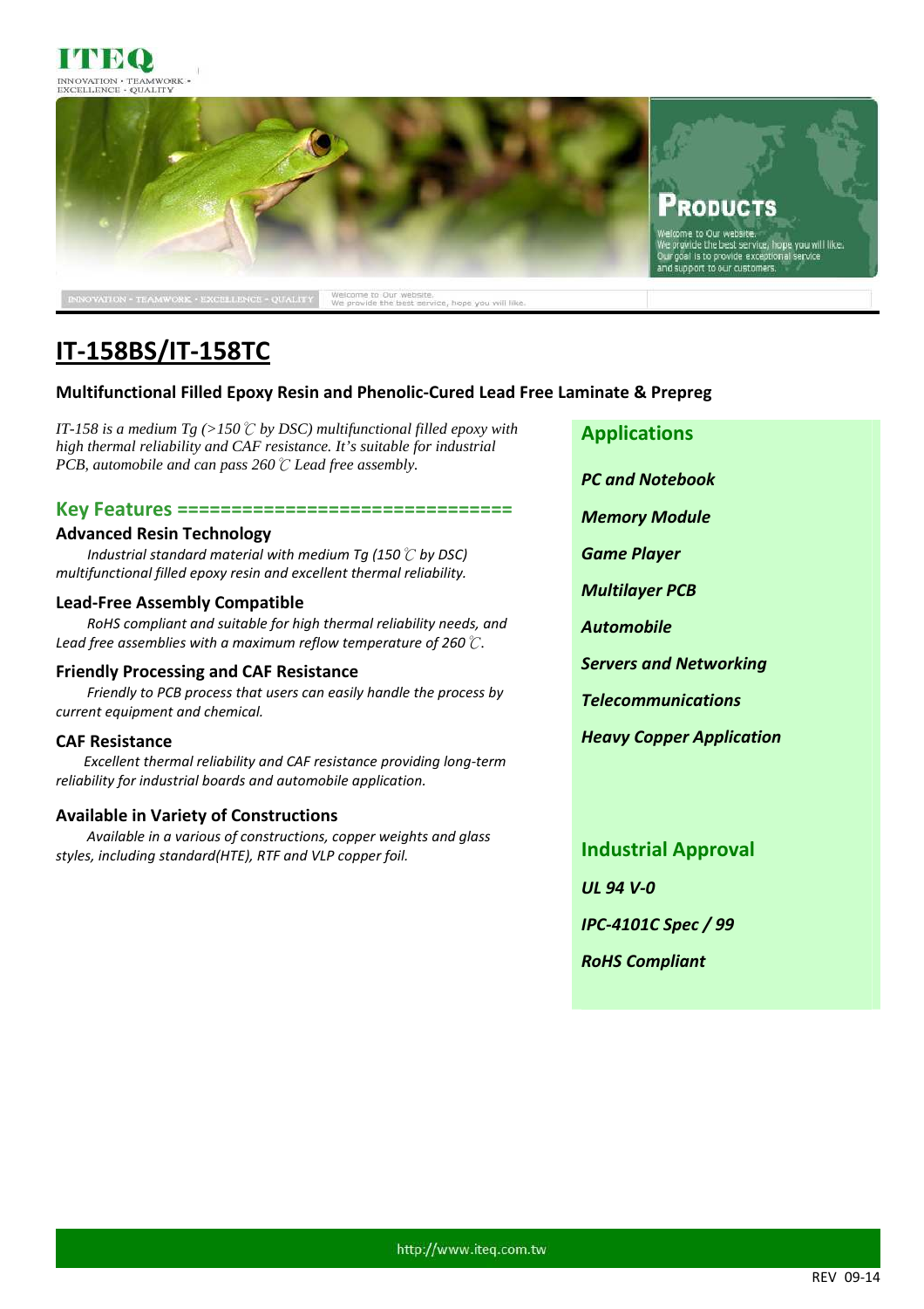# IT-158BS/IT-158TC

**Multifunctional Filled Epoxy Resin and Phenolic-Cured Lead Free Laminate & Prepreg**

*IT-158 is a medium Tg (>150℃ by DSC) multifunctional filled epoxy with high thermal reliability and CAF resistance. It's suitable for industrial PCB, automobile and can pass 260℃ Lead free assembly.*

## Key Features ===============================

### Advanced Resin Technology

*Industrial standard material with medium Tg (150℃ by DSC) multifunctional filled epoxy resin and excellent thermal reliability.*

### Lead-Free Assembly Compatible

*RoHS compliant and suitable for high thermal reliability needs, and Lead free assemblies with a maximum reflow temperature of 260℃.*

### Friendly Processing and CAF Resistance

*Friendly to PCB process that users can easily handle the process by current equipment and chemical.*

### CAF Resistance

*Excellent thermal reliability and CAF resistance providing long-term reliability for industrial boards and automobile application.*

### Available in Variety of Constructions

*Available in a various of constructions, copper weights and glass styles, including standard(HTE), RTF and VLP copper foil.*

## Applications

***PC and Notebook***

***Memory Module***

***Game Player***

***Multilayer PCB***

***Automobile***

***Servers and Networking***

***Telecommunications***

***Heavy Copper Application***

## Industrial Approval

***UL 94 V-0***

***IPC-4101C Spec / 99***

***RoHS Compliant***

http://www.iteq.com.tw

REV 09-14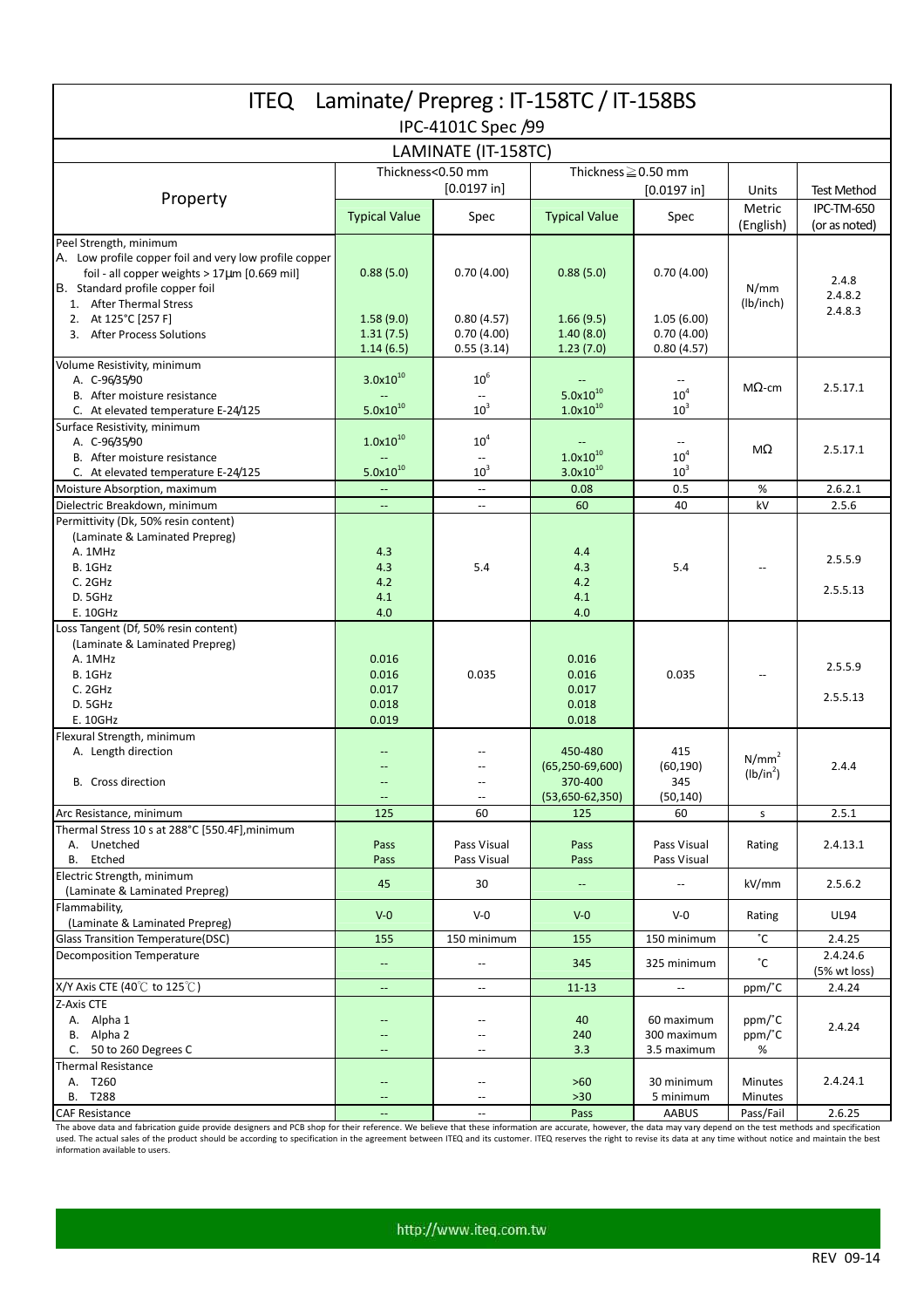# ITEQ Laminate/ Prepreg : IT-158TC / IT-158BS

IPC-4101C Spec /99

## LAMINATE (IT-158TC)

| Property | Thickness<0.50 mm [0.0197 in] | | Thickness≧0.50 mm [0.0197 in] | | Units | Test Method |
|---|---|---|---|---|---|---|
| | Typical Value | Spec | Typical Value | Spec | Metric (English) | IPC-TM-650 (or as noted) |
| Peel Strength, minimum<br>A. Low profile copper foil and very low profile copper foil - all copper weights > 17µm [0.669 mil]<br>B. Standard profile copper foil<br>1. After Thermal Stress<br>2. At 125°C [257 F]<br>3. After Process Solutions | 0.88 (5.0)<br><br>1.58 (9.0)<br>1.31 (7.5)<br>1.14 (6.5) | 0.70 (4.00)<br><br>0.80 (4.57)<br>0.70 (4.00)<br>0.55 (3.14) | 0.88 (5.0)<br><br>1.66 (9.5)<br>1.40 (8.0)<br>1.23 (7.0) | 0.70 (4.00)<br><br>1.05 (6.00)<br>0.70 (4.00)<br>0.80 (4.57) | N/mm (lb/inch) | 2.4.8<br>2.4.8.2<br>2.4.8.3 |
| Volume Resistivity, minimum<br>A. C-96/35/90<br>B. After moisture resistance<br>C. At elevated temperature E-24/125 | $3.0x10^{10}$<br>--<br>$5.0x10^{10}$ | $10^{6}$<br>--<br>$10^{3}$ | --<br>$5.0x10^{10}$<br>$1.0x10^{10}$ | --<br>$10^{4}$<br>$10^{3}$ | MΩ-cm | 2.5.17.1 |
| Surface Resistivity, minimum<br>A. C-96/35/90<br>B. After moisture resistance<br>C. At elevated temperature E-24/125 | $1.0x10^{10}$<br>--<br>$5.0x10^{10}$ | $10^{4}$<br>--<br>$10^{3}$ | --<br>$1.0x10^{10}$<br>$3.0x10^{10}$ | --<br>$10^{4}$<br>$10^{3}$ | MΩ | 2.5.17.1 |
| Moisture Absorption, maximum | -- | -- | 0.08 | 0.5 | % | 2.6.2.1 |
| Dielectric Breakdown, minimum | -- | -- | 60 | 40 | kV | 2.5.6 |
| Permittivity (Dk, 50% resin content)<br>(Laminate & Laminated Prepreg)<br>A. 1MHz<br>B. 1GHz<br>C. 2GHz<br>D. 5GHz<br>E. 10GHz | 4.3<br>4.3<br>4.2<br>4.1<br>4.0 | 5.4 | 4.4<br>4.3<br>4.2<br>4.1<br>4.0 | 5.4 | -- | 2.5.5.9<br>2.5.5.13 |
| Loss Tangent (Df, 50% resin content)<br>(Laminate & Laminated Prepreg)<br>A. 1MHz<br>B. 1GHz<br>C. 2GHz<br>D. 5GHz<br>E. 10GHz | 0.016<br>0.016<br>0.017<br>0.018<br>0.019 | 0.035 | 0.016<br>0.016<br>0.017<br>0.018<br>0.018 | 0.035 | -- | 2.5.5.9<br>2.5.5.13 |
| Flexural Strength, minimum<br>A. Length direction<br>B. Cross direction | --<br>--<br>--<br>-- | --<br>--<br>--<br>-- | 450-480<br>(65,250-69,600)<br>370-400<br>(53,650-62,350) | 415<br>(60,190)<br>345<br>(50,140) | $N/mm^2$ ($lb/in^2$) | 2.4.4 |
| Arc Resistance, minimum | 125 | 60 | 125 | 60 | s | 2.5.1 |
| Thermal Stress 10 s at 288°C [550.4F],minimum<br>A. Unetched<br>B. Etched | Pass<br>Pass | Pass Visual<br>Pass Visual | Pass<br>Pass | Pass Visual<br>Pass Visual | Rating | 2.4.13.1 |
| Electric Strength, minimum<br>(Laminate & Laminated Prepreg) | 45 | 30 | -- | -- | kV/mm | 2.5.6.2 |
| Flammability,<br>(Laminate & Laminated Prepreg) | V-0 | V-0 | V-0 | V-0 | Rating | UL94 |
| Glass Transition Temperature(DSC) | 155 | 150 minimum | 155 | 150 minimum | ˚C | 2.4.25 |
| Decomposition Temperature | -- | -- | 345 | 325 minimum | ˚C | 2.4.24.6 (5% wt loss) |
| X/Y Axis CTE (40℃ to 125℃) | -- | -- | 11-13 | -- | ppm/˚C | 2.4.24 |
| Z-Axis CTE<br>A. Alpha 1<br>B. Alpha 2<br>C. 50 to 260 Degrees C | --<br>--<br>-- | --<br>--<br>-- | 40<br>240<br>3.3 | 60 maximum<br>300 maximum<br>3.5 maximum | ppm/˚C<br>ppm/˚C<br>% | 2.4.24 |
| Thermal Resistance<br>A. T260<br>B. T288 | --<br>-- | --<br>-- | >60<br>>30 | 30 minimum<br>5 minimum | Minutes<br>Minutes | 2.4.24.1 |
| CAF Resistance | -- | -- | Pass | AABUS | Pass/Fail | 2.6.25 |

The above data and fabrication guide provide designers and PCB shop for their reference. We believe that these information are accurate, however, the data may vary depend on the test methods and specification used. The actual sales of the product should be according to specification in the agreement between ITEQ and its customer. ITEQ reserves the right to revise its data at any time without notice and maintain the best information available to users.

http://www.iteq.com.tw

REV 09-14